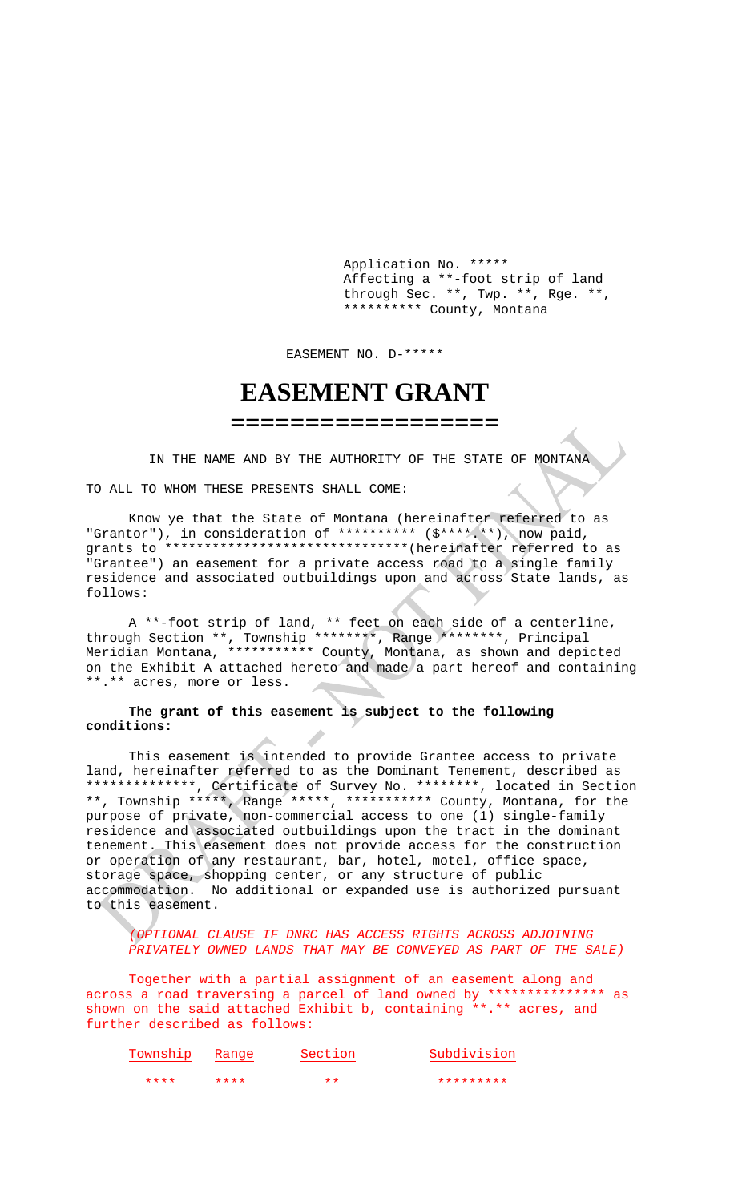Application No. *****
Affecting a **-foot strip of land through Sec. **, Twp. **, Rge. **, ********** County, Montana

EASEMENT NO. D-*****

# EASEMENT GRANT

IN THE NAME AND BY THE AUTHORITY OF THE STATE OF MONTANA

TO ALL TO WHOM THESE PRESENTS SHALL COME:

Know ye that the State of Montana (hereinafter referred to as "Grantor"), in consideration of ********** ($****.**), now paid, grants to ******************************(hereinafter referred to as "Grantee") an easement for a private access road to a single family residence and associated outbuildings upon and across State lands, as follows:

A **-foot strip of land, ** feet on each side of a centerline, through Section **, Township ********, Range ********, Principal Meridian Montana, *********** County, Montana, as shown and depicted on the Exhibit A attached hereto and made a part hereof and containing **.** acres, more or less.

**The grant of this easement is subject to the following conditions:**

This easement is intended to provide Grantee access to private land, hereinafter referred to as the Dominant Tenement, described as **************, Certificate of Survey No. ********, located in Section **, Township *****, Range *****, *********** County, Montana, for the purpose of private, non-commercial access to one (1) single-family residence and associated outbuildings upon the tract in the dominant tenement. This easement does not provide access for the construction or operation of any restaurant, bar, hotel, motel, office space, storage space, shopping center, or any structure of public accommodation. No additional or expanded use is authorized pursuant to this easement.

*(OPTIONAL CLAUSE IF DNRC HAS ACCESS RIGHTS ACROSS ADJOINING PRIVATELY OWNED LANDS THAT MAY BE CONVEYED AS PART OF THE SALE)*

Together with a partial assignment of an easement along and across a road traversing a parcel of land owned by *************** as shown on the said attached Exhibit b, containing **.** acres, and further described as follows:

| Township | Range | Section | Subdivision |
|---|---|---|---|
| **** | **** | ** | ********* |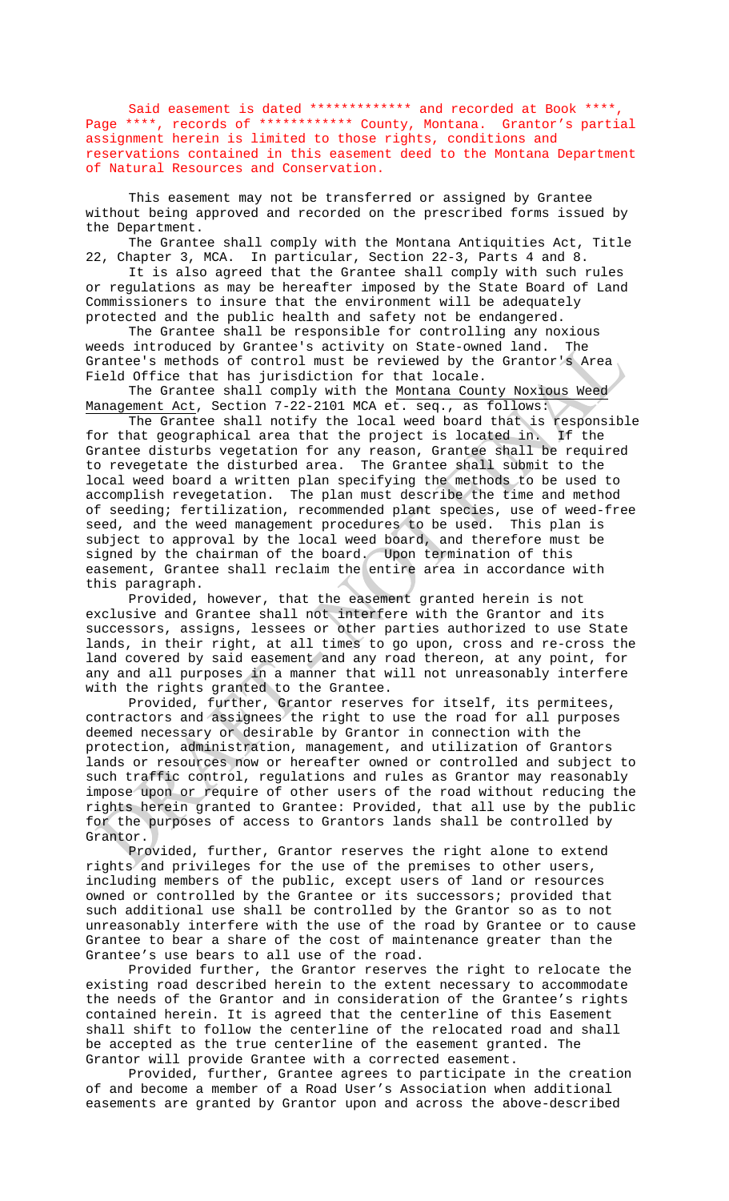Said easement is dated ************* and recorded at Book ****, Page ****, records of ************ County, Montana. Grantor's partial assignment herein is limited to those rights, conditions and reservations contained in this easement deed to the Montana Department of Natural Resources and Conservation.

This easement may not be transferred or assigned by Grantee without being approved and recorded on the prescribed forms issued by the Department.

The Grantee shall comply with the Montana Antiquities Act, Title 22, Chapter 3, MCA. In particular, Section 22-3, Parts 4 and 8.

It is also agreed that the Grantee shall comply with such rules or regulations as may be hereafter imposed by the State Board of Land Commissioners to insure that the environment will be adequately protected and the public health and safety not be endangered.

The Grantee shall be responsible for controlling any noxious weeds introduced by Grantee's activity on State-owned land. The Grantee's methods of control must be reviewed by the Grantor's Area Field Office that has jurisdiction for that locale.

The Grantee shall comply with the Montana County Noxious Weed Management Act, Section 7-22-2101 MCA et. seq., as follows:

The Grantee shall notify the local weed board that is responsible for that geographical area that the project is located in. If the Grantee disturbs vegetation for any reason, Grantee shall be required to revegetate the disturbed area. The Grantee shall submit to the local weed board a written plan specifying the methods to be used to accomplish revegetation. The plan must describe the time and method of seeding; fertilization, recommended plant species, use of weed-free seed, and the weed management procedures to be used. This plan is subject to approval by the local weed board, and therefore must be signed by the chairman of the board. Upon termination of this easement, Grantee shall reclaim the entire area in accordance with this paragraph.

Provided, however, that the easement granted herein is not exclusive and Grantee shall not interfere with the Grantor and its successors, assigns, lessees or other parties authorized to use State lands, in their right, at all times to go upon, cross and re-cross the land covered by said easement and any road thereon, at any point, for any and all purposes in a manner that will not unreasonably interfere with the rights granted to the Grantee.

Provided, further, Grantor reserves for itself, its permitees, contractors and assignees the right to use the road for all purposes deemed necessary or desirable by Grantor in connection with the protection, administration, management, and utilization of Grantors lands or resources now or hereafter owned or controlled and subject to such traffic control, regulations and rules as Grantor may reasonably impose upon or require of other users of the road without reducing the rights herein granted to Grantee: Provided, that all use by the public for the purposes of access to Grantors lands shall be controlled by Grantor.

Provided, further, Grantor reserves the right alone to extend rights and privileges for the use of the premises to other users, including members of the public, except users of land or resources owned or controlled by the Grantee or its successors; provided that such additional use shall be controlled by the Grantor so as to not unreasonably interfere with the use of the road by Grantee or to cause Grantee to bear a share of the cost of maintenance greater than the Grantee's use bears to all use of the road.

Provided further, the Grantor reserves the right to relocate the existing road described herein to the extent necessary to accommodate the needs of the Grantor and in consideration of the Grantee's rights contained herein. It is agreed that the centerline of this Easement shall shift to follow the centerline of the relocated road and shall be accepted as the true centerline of the easement granted. The Grantor will provide Grantee with a corrected easement.

Provided, further, Grantee agrees to participate in the creation of and become a member of a Road User's Association when additional easements are granted by Grantor upon and across the above-described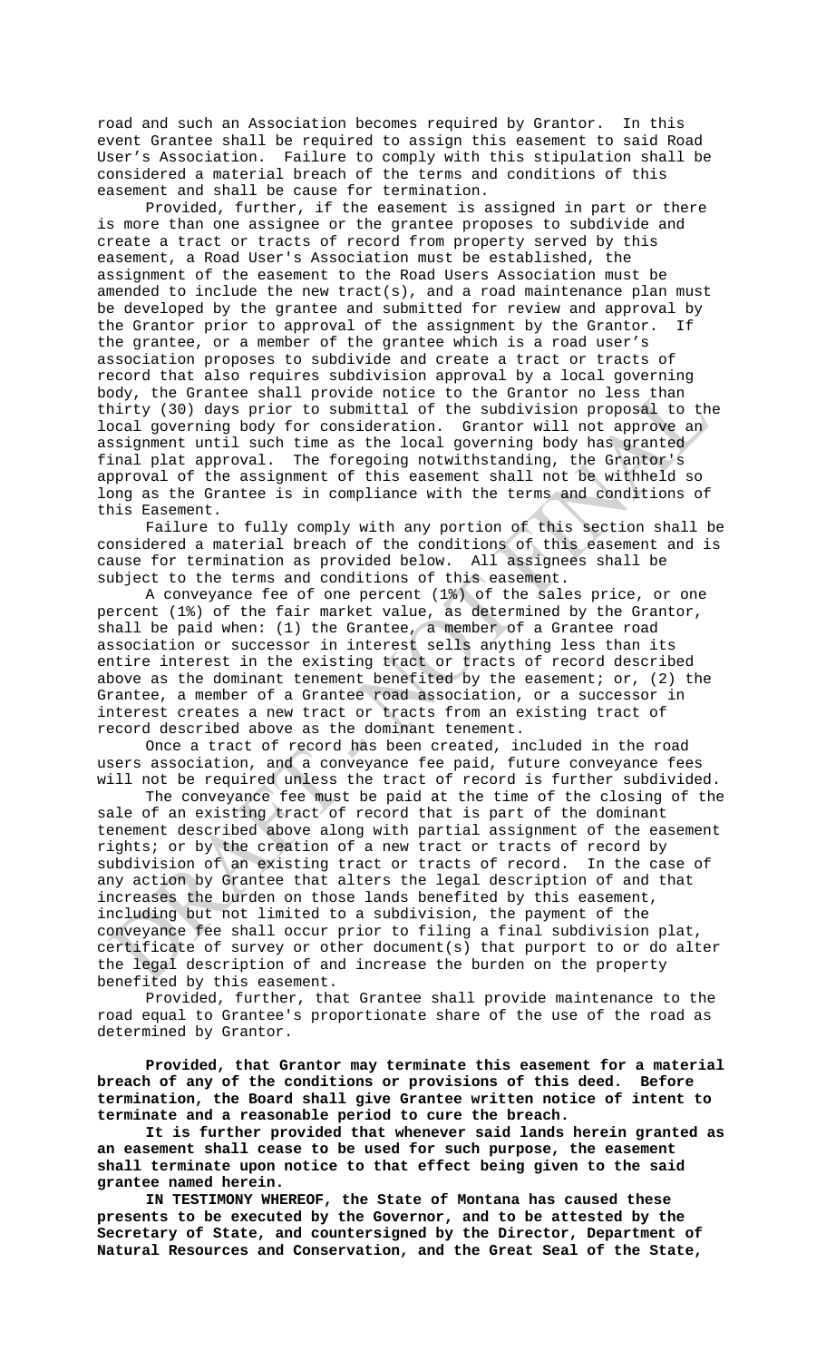road and such an Association becomes required by Grantor. In this event Grantee shall be required to assign this easement to said Road User's Association. Failure to comply with this stipulation shall be considered a material breach of the terms and conditions of this easement and shall be cause for termination.

Provided, further, if the easement is assigned in part or there is more than one assignee or the grantee proposes to subdivide and create a tract or tracts of record from property served by this easement, a Road User's Association must be established, the assignment of the easement to the Road Users Association must be amended to include the new tract(s), and a road maintenance plan must be developed by the grantee and submitted for review and approval by the Grantor prior to approval of the assignment by the Grantor. If the grantee, or a member of the grantee which is a road user's association proposes to subdivide and create a tract or tracts of record that also requires subdivision approval by a local governing body, the Grantee shall provide notice to the Grantor no less than thirty (30) days prior to submittal of the subdivision proposal to the local governing body for consideration. Grantor will not approve an assignment until such time as the local governing body has granted final plat approval. The foregoing notwithstanding, the Grantor's approval of the assignment of this easement shall not be withheld so long as the Grantee is in compliance with the terms and conditions of this Easement.

Failure to fully comply with any portion of this section shall be considered a material breach of the conditions of this easement and is cause for termination as provided below. All assignees shall be subject to the terms and conditions of this easement.

A conveyance fee of one percent (1%) of the sales price, or one percent (1%) of the fair market value, as determined by the Grantor, shall be paid when: (1) the Grantee, a member of a Grantee road association or successor in interest sells anything less than its entire interest in the existing tract or tracts of record described above as the dominant tenement benefited by the easement; or, (2) the Grantee, a member of a Grantee road association, or a successor in interest creates a new tract or tracts from an existing tract of record described above as the dominant tenement.

Once a tract of record has been created, included in the road users association, and a conveyance fee paid, future conveyance fees will not be required unless the tract of record is further subdivided.

The conveyance fee must be paid at the time of the closing of the sale of an existing tract of record that is part of the dominant tenement described above along with partial assignment of the easement rights; or by the creation of a new tract or tracts of record by subdivision of an existing tract or tracts of record. In the case of any action by Grantee that alters the legal description of and that increases the burden on those lands benefited by this easement, including but not limited to a subdivision, the payment of the conveyance fee shall occur prior to filing a final subdivision plat, certificate of survey or other document(s) that purport to or do alter the legal description of and increase the burden on the property benefited by this easement.

Provided, further, that Grantee shall provide maintenance to the road equal to Grantee's proportionate share of the use of the road as determined by Grantor.

**Provided, that Grantor may terminate this easement for a material breach of any of the conditions or provisions of this deed. Before termination, the Board shall give Grantee written notice of intent to terminate and a reasonable period to cure the breach.**

**It is further provided that whenever said lands herein granted as an easement shall cease to be used for such purpose, the easement shall terminate upon notice to that effect being given to the said grantee named herein.**

**IN TESTIMONY WHEREOF, the State of Montana has caused these presents to be executed by the Governor, and to be attested by the Secretary of State, and countersigned by the Director, Department of Natural Resources and Conservation, and the Great Seal of the State,**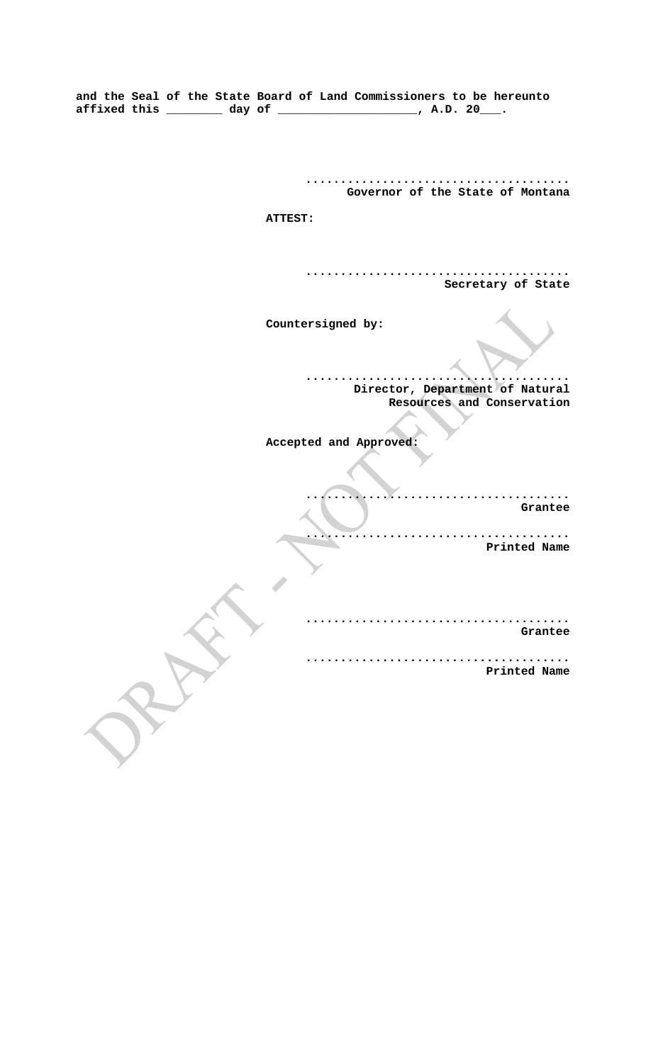**and the Seal of the State Board of Land Commissioners to be hereunto affixed this ________ day of ____________________, A.D. 20___.**

**......................................**
**Governor of the State of Montana**

**ATTEST:**

**......................................**
**Secretary of State**

**Countersigned by:**

**......................................**
**Director, Department of Natural Resources and Conservation**

**Accepted and Approved:**

**......................................**
**Grantee**

**......................................**
**Printed Name**

**......................................**
**Grantee**

**......................................**
**Printed Name**

DRAFT - NOT FINAL